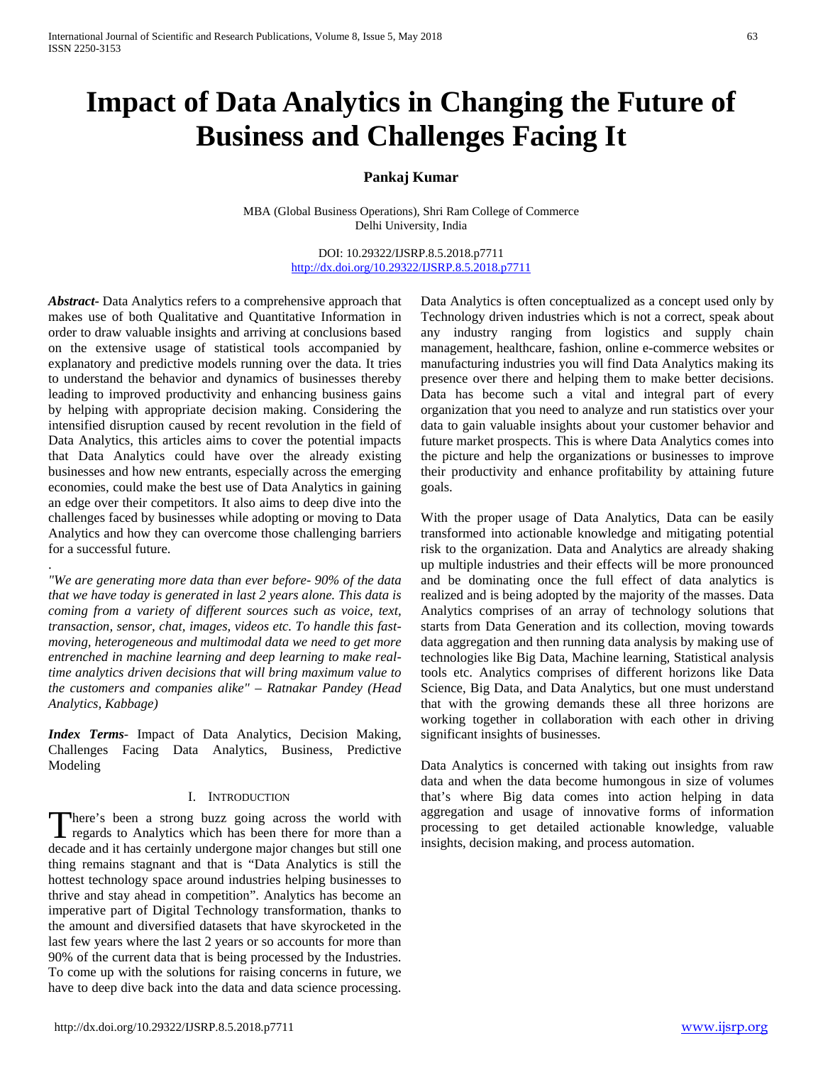# Impact of Data Analytics in Changing the Future of Business and Challenges Facing It

**Pankaj Kumar**

MBA (Global Business Operations), Shri Ram College of Commerce
Delhi University, India

DOI: 10.29322/IJSRP.8.5.2018.p7711
http://dx.doi.org/10.29322/IJSRP.8.5.2018.p7711

***Abstract*****-** Data Analytics refers to a comprehensive approach that makes use of both Qualitative and Quantitative Information in order to draw valuable insights and arriving at conclusions based on the extensive usage of statistical tools accompanied by explanatory and predictive models running over the data. It tries to understand the behavior and dynamics of businesses thereby leading to improved productivity and enhancing business gains by helping with appropriate decision making. Considering the intensified disruption caused by recent revolution in the field of Data Analytics, this articles aims to cover the potential impacts that Data Analytics could have over the already existing businesses and how new entrants, especially across the emerging economies, could make the best use of Data Analytics in gaining an edge over their competitors. It also aims to deep dive into the challenges faced by businesses while adopting or moving to Data Analytics and how they can overcome those challenging barriers for a successful future.

.

*"We are generating more data than ever before- 90% of the data that we have today is generated in last 2 years alone. This data is coming from a variety of different sources such as voice, text, transaction, sensor, chat, images, videos etc. To handle this fast-moving, heterogeneous and multimodal data we need to get more entrenched in machine learning and deep learning to make real-time analytics driven decisions that will bring maximum value to the customers and companies alike" – Ratnakar Pandey (Head Analytics, Kabbage)*

***Index Terms***- Impact of Data Analytics, Decision Making, Challenges Facing Data Analytics, Business, Predictive Modeling

## I. Introduction

There's been a strong buzz going across the world with regards to Analytics which has been there for more than a decade and it has certainly undergone major changes but still one thing remains stagnant and that is "Data Analytics is still the hottest technology space around industries helping businesses to thrive and stay ahead in competition". Analytics has become an imperative part of Digital Technology transformation, thanks to the amount and diversified datasets that have skyrocketed in the last few years where the last 2 years or so accounts for more than 90% of the current data that is being processed by the Industries. To come up with the solutions for raising concerns in future, we have to deep dive back into the data and data science processing. Data Analytics is often conceptualized as a concept used only by Technology driven industries which is not a correct, speak about any industry ranging from logistics and supply chain management, healthcare, fashion, online e-commerce websites or manufacturing industries you will find Data Analytics making its presence over there and helping them to make better decisions. Data has become such a vital and integral part of every organization that you need to analyze and run statistics over your data to gain valuable insights about your customer behavior and future market prospects. This is where Data Analytics comes into the picture and help the organizations or businesses to improve their productivity and enhance profitability by attaining future goals.

With the proper usage of Data Analytics, Data can be easily transformed into actionable knowledge and mitigating potential risk to the organization. Data and Analytics are already shaking up multiple industries and their effects will be more pronounced and be dominating once the full effect of data analytics is realized and is being adopted by the majority of the masses. Data Analytics comprises of an array of technology solutions that starts from Data Generation and its collection, moving towards data aggregation and then running data analysis by making use of technologies like Big Data, Machine learning, Statistical analysis tools etc. Analytics comprises of different horizons like Data Science, Big Data, and Data Analytics, but one must understand that with the growing demands these all three horizons are working together in collaboration with each other in driving significant insights of businesses.

Data Analytics is concerned with taking out insights from raw data and when the data become humongous in size of volumes that's where Big data comes into action helping in data aggregation and usage of innovative forms of information processing to get detailed actionable knowledge, valuable insights, decision making, and process automation.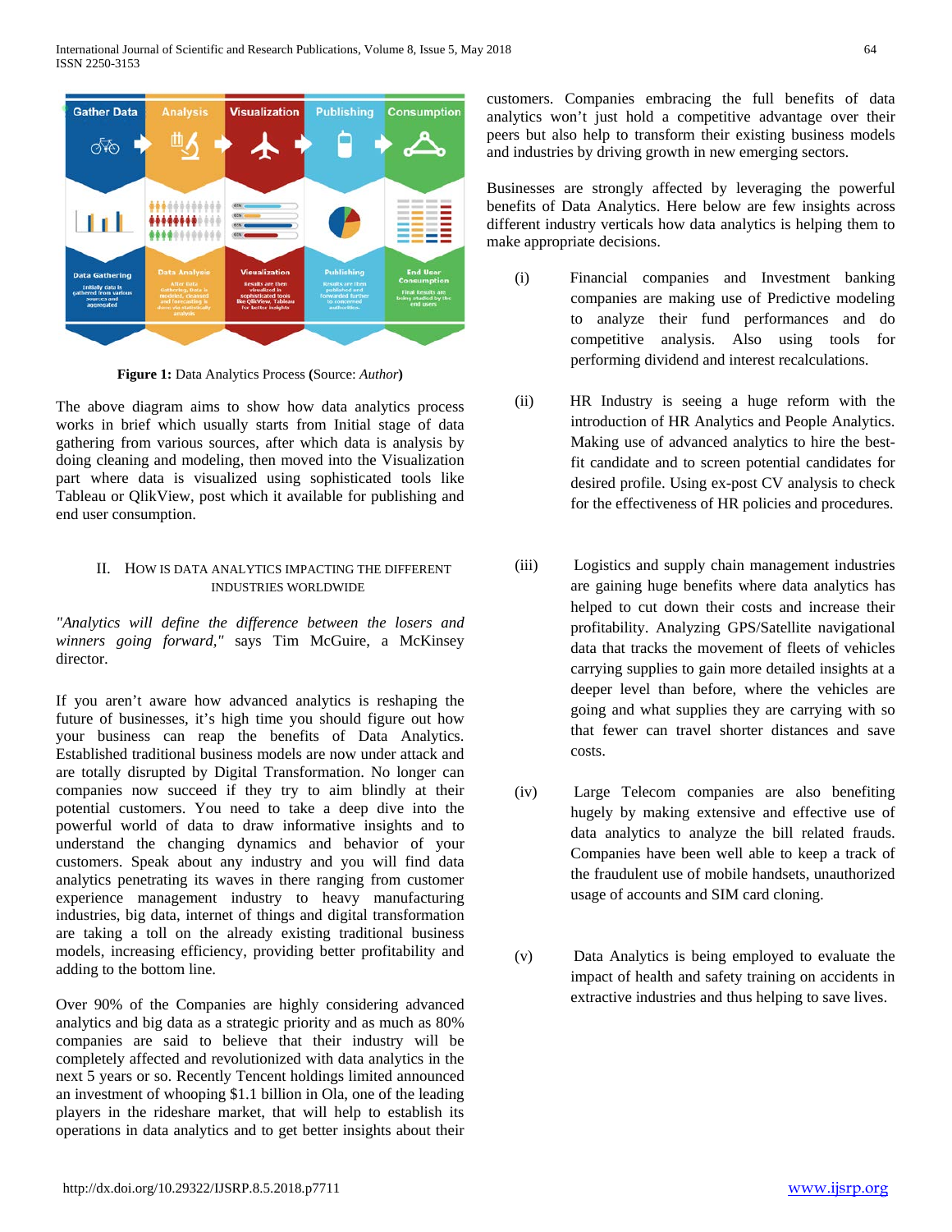Figure 1: Data Analytics Process (Source: *Author*)

The above diagram aims to show how data analytics process works in brief which usually starts from Initial stage of data gathering from various sources, after which data is analysis by doing cleaning and modeling, then moved into the Visualization part where data is visualized using sophisticated tools like Tableau or QlikView, post which it available for publishing and end user consumption.

## II. How is Data Analytics Impacting the Different Industries Worldwide

*"Analytics will define the difference between the losers and winners going forward,"* says Tim McGuire, a McKinsey director.

If you aren't aware how advanced analytics is reshaping the future of businesses, it's high time you should figure out how your business can reap the benefits of Data Analytics. Established traditional business models are now under attack and are totally disrupted by Digital Transformation. No longer can companies now succeed if they try to aim blindly at their potential customers. You need to take a deep dive into the powerful world of data to draw informative insights and to understand the changing dynamics and behavior of your customers. Speak about any industry and you will find data analytics penetrating its waves in there ranging from customer experience management industry to heavy manufacturing industries, big data, internet of things and digital transformation are taking a toll on the already existing traditional business models, increasing efficiency, providing better profitability and adding to the bottom line.

Over 90% of the Companies are highly considering advanced analytics and big data as a strategic priority and as much as 80% companies are said to believe that their industry will be completely affected and revolutionized with data analytics in the next 5 years or so. Recently Tencent holdings limited announced an investment of whooping $1.1 billion in Ola, one of the leading players in the rideshare market, that will help to establish its operations in data analytics and to get better insights about their customers. Companies embracing the full benefits of data analytics won't just hold a competitive advantage over their peers but also help to transform their existing business models and industries by driving growth in new emerging sectors.

Businesses are strongly affected by leveraging the powerful benefits of Data Analytics. Here below are few insights across different industry verticals how data analytics is helping them to make appropriate decisions.

(i) Financial companies and Investment banking companies are making use of Predictive modeling to analyze their fund performances and do competitive analysis. Also using tools for performing dividend and interest recalculations.

(ii) HR Industry is seeing a huge reform with the introduction of HR Analytics and People Analytics. Making use of advanced analytics to hire the best-fit candidate and to screen potential candidates for desired profile. Using ex-post CV analysis to check for the effectiveness of HR policies and procedures.

(iii) Logistics and supply chain management industries are gaining huge benefits where data analytics has helped to cut down their costs and increase their profitability. Analyzing GPS/Satellite navigational data that tracks the movement of fleets of vehicles carrying supplies to gain more detailed insights at a deeper level than before, where the vehicles are going and what supplies they are carrying with so that fewer can travel shorter distances and save costs.

(iv) Large Telecom companies are also benefiting hugely by making extensive and effective use of data analytics to analyze the bill related frauds. Companies have been well able to keep a track of the fraudulent use of mobile handsets, unauthorized usage of accounts and SIM card cloning.

(v) Data Analytics is being employed to evaluate the impact of health and safety training on accidents in extractive industries and thus helping to save lives.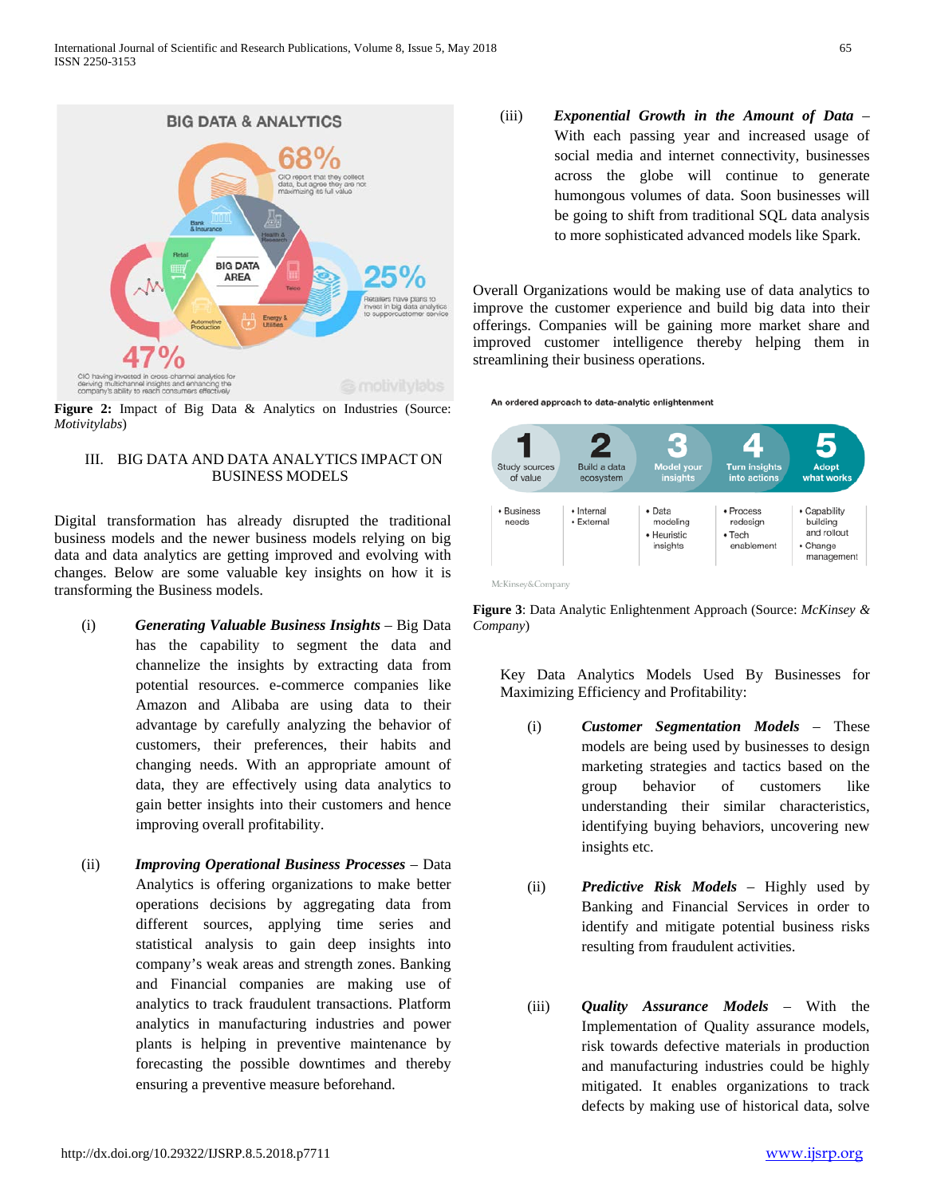Figure 2: Impact of Big Data & Analytics on Industries (Source: *Motivitylabs*)

## III. BIG DATA AND DATA ANALYTICS IMPACT ON BUSINESS MODELS

Digital transformation has already disrupted the traditional business models and the newer business models relying on big data and data analytics are getting improved and evolving with changes. Below are some valuable key insights on how it is transforming the Business models.

(i) ***Generating Valuable Business Insights*** – Big Data has the capability to segment the data and channelize the insights by extracting data from potential resources. e-commerce companies like Amazon and Alibaba are using data to their advantage by carefully analyzing the behavior of customers, their preferences, their habits and changing needs. With an appropriate amount of data, they are effectively using data analytics to gain better insights into their customers and hence improving overall profitability.

(ii) ***Improving Operational Business Processes*** – Data Analytics is offering organizations to make better operations decisions by aggregating data from different sources, applying time series and statistical analysis to gain deep insights into company's weak areas and strength zones. Banking and Financial companies are making use of analytics to track fraudulent transactions. Platform analytics in manufacturing industries and power plants is helping in preventive maintenance by forecasting the possible downtimes and thereby ensuring a preventive measure beforehand.

(iii) ***Exponential Growth in the Amount of Data*** – With each passing year and increased usage of social media and internet connectivity, businesses across the globe will continue to generate humongous volumes of data. Soon businesses will be going to shift from traditional SQL data analysis to more sophisticated advanced models like Spark.

Overall Organizations would be making use of data analytics to improve the customer experience and build big data into their offerings. Companies will be gaining more market share and improved customer intelligence thereby helping them in streamlining their business operations.

Figure 3: Data Analytic Enlightenment Approach (Source: *McKinsey & Company*)

Key Data Analytics Models Used By Businesses for Maximizing Efficiency and Profitability:

(i) ***Customer Segmentation Models*** – These models are being used by businesses to design marketing strategies and tactics based on the group behavior of customers like understanding their similar characteristics, identifying buying behaviors, uncovering new insights etc.

(ii) ***Predictive Risk Models*** – Highly used by Banking and Financial Services in order to identify and mitigate potential business risks resulting from fraudulent activities.

(iii) ***Quality Assurance Models*** – With the Implementation of Quality assurance models, risk towards defective materials in production and manufacturing industries could be highly mitigated. It enables organizations to track defects by making use of historical data, solve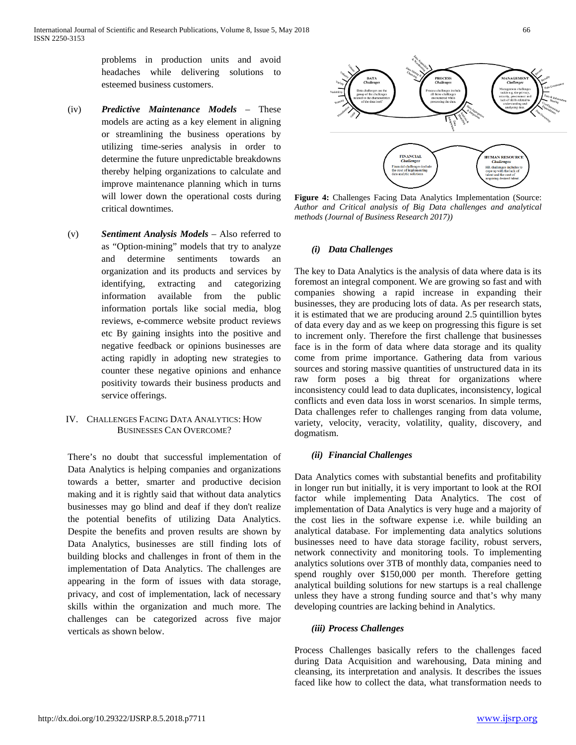problems in production units and avoid headaches while delivering solutions to esteemed business customers.

(iv) ***Predictive Maintenance Models*** – These models are acting as a key element in aligning or streamlining the business operations by utilizing time-series analysis in order to determine the future unpredictable breakdowns thereby helping organizations to calculate and improve maintenance planning which in turns will lower down the operational costs during critical downtimes.

(v) ***Sentiment Analysis Models*** – Also referred to as "Option-mining" models that try to analyze and determine sentiments towards an organization and its products and services by identifying, extracting and categorizing information available from the public information portals like social media, blog reviews, e-commerce website product reviews etc By gaining insights into the positive and negative feedback or opinions businesses are acting rapidly in adopting new strategies to counter these negative opinions and enhance positivity towards their business products and service offerings.

## IV. Challenges Facing Data Analytics: How Businesses Can Overcome?

There's no doubt that successful implementation of Data Analytics is helping companies and organizations towards a better, smarter and productive decision making and it is rightly said that without data analytics businesses may go blind and deaf if they don't realize the potential benefits of utilizing Data Analytics. Despite the benefits and proven results are shown by Data Analytics, businesses are still finding lots of building blocks and challenges in front of them in the implementation of Data Analytics. The challenges are appearing in the form of issues with data storage, privacy, and cost of implementation, lack of necessary skills within the organization and much more. The challenges can be categorized across five major verticals as shown below.

**Figure 4:** Challenges Facing Data Analytics Implementation (Source: *Author and Critical analysis of Big Data challenges and analytical methods (Journal of Business Research 2017)*)

### *(i) Data Challenges*

The key to Data Analytics is the analysis of data where data is its foremost an integral component. We are growing so fast and with companies showing a rapid increase in expanding their businesses, they are producing lots of data. As per research stats, it is estimated that we are producing around 2.5 quintillion bytes of data every day and as we keep on progressing this figure is set to increment only. Therefore the first challenge that businesses face is in the form of data where data storage and its quality come from prime importance. Gathering data from various sources and storing massive quantities of unstructured data in its raw form poses a big threat for organizations where inconsistency could lead to data duplicates, inconsistency, logical conflicts and even data loss in worst scenarios. In simple terms, Data challenges refer to challenges ranging from data volume, variety, velocity, veracity, volatility, quality, discovery, and dogmatism.

### *(ii) Financial Challenges*

Data Analytics comes with substantial benefits and profitability in longer run but initially, it is very important to look at the ROI factor while implementing Data Analytics. The cost of implementation of Data Analytics is very huge and a majority of the cost lies in the software expense i.e. while building an analytical database. For implementing data analytics solutions businesses need to have data storage facility, robust servers, network connectivity and monitoring tools. To implementing analytics solutions over 3TB of monthly data, companies need to spend roughly over $150,000 per month. Therefore getting analytical building solutions for new startups is a real challenge unless they have a strong funding source and that's why many developing countries are lacking behind in Analytics.

### *(iii) Process Challenges*

Process Challenges basically refers to the challenges faced during Data Acquisition and warehousing, Data mining and cleansing, its interpretation and analysis. It describes the issues faced like how to collect the data, what transformation needs to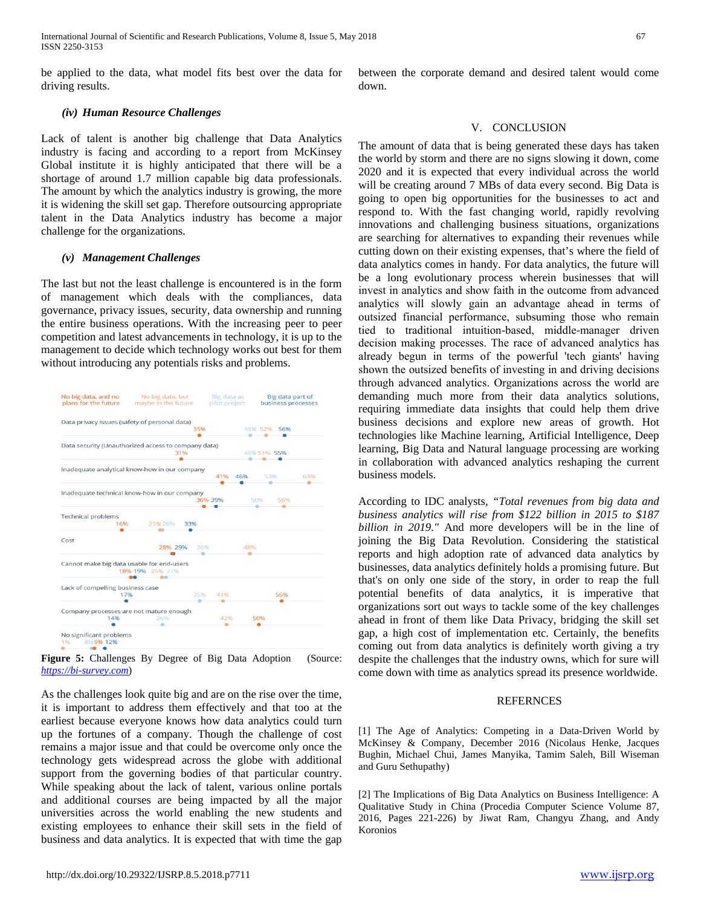be applied to the data, what model fits best over the data for driving results.

#### *(iv) Human Resource Challenges*

Lack of talent is another big challenge that Data Analytics industry is facing and according to a report from McKinsey Global institute it is highly anticipated that there will be a shortage of around 1.7 million capable big data professionals. The amount by which the analytics industry is growing, the more it is widening the skill set gap. Therefore outsourcing appropriate talent in the Data Analytics industry has become a major challenge for the organizations.

#### *(v) Management Challenges*

The last but not the least challenge is encountered is in the form of management which deals with the compliances, data governance, privacy issues, security, data ownership and running the entire business operations. With the increasing peer to peer competition and latest advancements in technology, it is up to the management to decide which technology works out best for them without introducing any potentials risks and problems.

**Figure 5:** Challenges By Degree of Big Data Adoption (Source: *https://bi-survey.com*)

As the challenges look quite big and are on the rise over the time, it is important to address them effectively and that too at the earliest because everyone knows how data analytics could turn up the fortunes of a company. Though the challenge of cost remains a major issue and that could be overcome only once the technology gets widespread across the globe with additional support from the governing bodies of that particular country. While speaking about the lack of talent, various online portals and additional courses are being impacted by all the major universities across the world enabling the new students and existing employees to enhance their skill sets in the field of business and data analytics. It is expected that with time the gap between the corporate demand and desired talent would come down.

## V. CONCLUSION

The amount of data that is being generated these days has taken the world by storm and there are no signs slowing it down, come 2020 and it is expected that every individual across the world will be creating around 7 MBs of data every second. Big Data is going to open big opportunities for the businesses to act and respond to. With the fast changing world, rapidly revolving innovations and challenging business situations, organizations are searching for alternatives to expanding their revenues while cutting down on their existing expenses, that's where the field of data analytics comes in handy. For data analytics, the future will be a long evolutionary process wherein businesses that will invest in analytics and show faith in the outcome from advanced analytics will slowly gain an advantage ahead in terms of outsized financial performance, subsuming those who remain tied to traditional intuition-based, middle-manager driven decision making processes. The race of advanced analytics has already begun in terms of the powerful 'tech giants' having shown the outsized benefits of investing in and driving decisions through advanced analytics. Organizations across the world are demanding much more from their data analytics solutions, requiring immediate data insights that could help them drive business decisions and explore new areas of growth. Hot technologies like Machine learning, Artificial Intelligence, Deep learning, Big Data and Natural language processing are working in collaboration with advanced analytics reshaping the current business models.

According to IDC analysts, *"Total revenues from big data and business analytics will rise from $122 billion in 2015 to $187 billion in 2019."* And more developers will be in the line of joining the Big Data Revolution. Considering the statistical reports and high adoption rate of advanced data analytics by businesses, data analytics definitely holds a promising future. But that's on only one side of the story, in order to reap the full potential benefits of data analytics, it is imperative that organizations sort out ways to tackle some of the key challenges ahead in front of them like Data Privacy, bridging the skill set gap, a high cost of implementation etc. Certainly, the benefits coming out from data analytics is definitely worth giving a try despite the challenges that the industry owns, which for sure will come down with time as analytics spread its presence worldwide.

## REFERNCES

[1] The Age of Analytics: Competing in a Data-Driven World by McKinsey & Company, December 2016 (Nicolaus Henke, Jacques Bughin, Michael Chui, James Manyika, Tamim Saleh, Bill Wiseman and Guru Sethupathy)

[2] The Implications of Big Data Analytics on Business Intelligence: A Qualitative Study in China (Procedia Computer Science Volume 87, 2016, Pages 221-226) by Jiwat Ram, Changyu Zhang, and Andy Koronios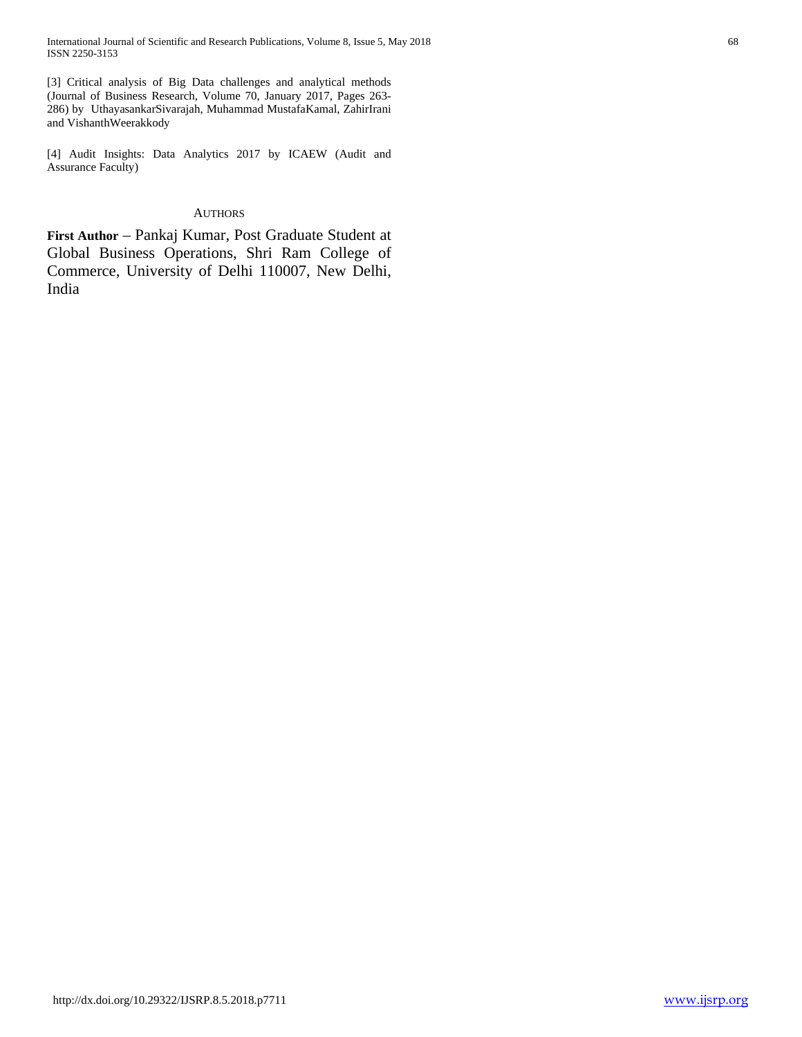[3] Critical analysis of Big Data challenges and analytical methods (Journal of Business Research, Volume 70, January 2017, Pages 263-286) by UthayasankarSivarajah, Muhammad MustafaKamal, ZahirIrani and VishanthWeerakkody

[4] Audit Insights: Data Analytics 2017 by ICAEW (Audit and Assurance Faculty)

## AUTHORS

**First Author** – Pankaj Kumar, Post Graduate Student at Global Business Operations, Shri Ram College of Commerce, University of Delhi 110007, New Delhi, India